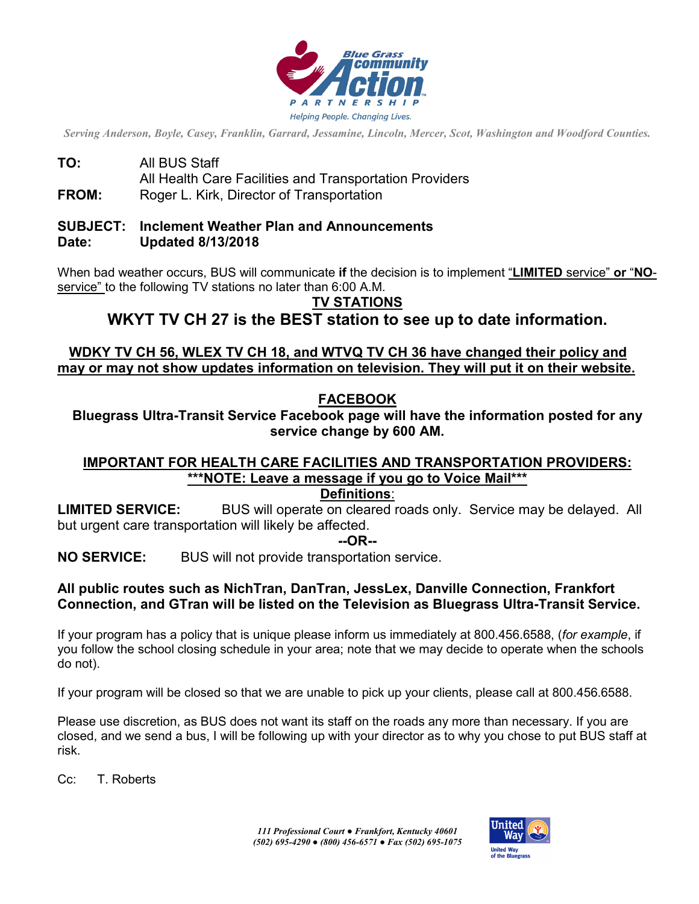Blue Grass Community Action Partnership

*Helping People. Changing Lives.*

*Serving Anderson, Boyle, Casey, Franklin, Garrard, Jessamine, Lincoln, Mercer, Scot, Washington and Woodford Counties.*

**TO:** All BUS Staff
All Health Care Facilities and Transportation Providers
**FROM:** Roger L. Kirk, Director of Transportation

**SUBJECT: Inclement Weather Plan and Announcements**
**Date: Updated 8/13/2018**

When bad weather occurs, BUS will communicate **if** the decision is to implement "**LIMITED** service" **or** "**NO**-service" to the following TV stations no later than 6:00 A.M.

## TV STATIONS

## WKYT TV CH 27 is the BEST station to see up to date information.

**WDKY TV CH 56, WLEX TV CH 18, and WTVQ TV CH 36 have changed their policy and may or may not show updates information on television. They will put it on their website.**

## FACEBOOK

**Bluegrass Ultra-Transit Service Facebook page will have the information posted for any service change by 600 AM.**

## IMPORTANT FOR HEALTH CARE FACILITIES AND TRANSPORTATION PROVIDERS:

**\*\*\*NOTE: Leave a message if you go to Voice Mail\*\*\***

**Definitions**:

**LIMITED SERVICE:** BUS will operate on cleared roads only. Service may be delayed. All but urgent care transportation will likely be affected.

**--OR--**

**NO SERVICE:** BUS will not provide transportation service.

**All public routes such as NichTran, DanTran, JessLex, Danville Connection, Frankfort Connection, and GTran will be listed on the Television as Bluegrass Ultra-Transit Service.**

If your program has a policy that is unique please inform us immediately at 800.456.6588, (*for example*, if you follow the school closing schedule in your area; note that we may decide to operate when the schools do not).

If your program will be closed so that we are unable to pick up your clients, please call at 800.456.6588.

Please use discretion, as BUS does not want its staff on the roads any more than necessary. If you are closed, and we send a bus, I will be following up with your director as to why you chose to put BUS staff at risk.

Cc: T. Roberts

*111 Professional Court ● Frankfort, Kentucky 40601*
*(502) 695-4290 ● (800) 456-6571 ● Fax (502) 695-1075*

United Way of the Bluegrass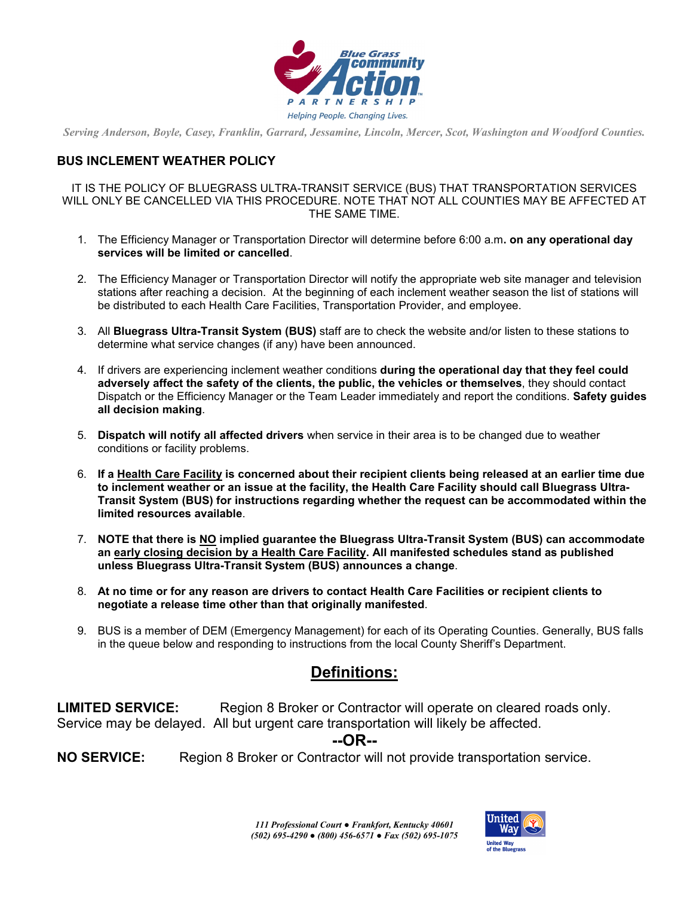Blue Grass community Action PARTNERSHIP

Helping People. Changing Lives.

*Serving Anderson, Boyle, Casey, Franklin, Garrard, Jessamine, Lincoln, Mercer, Scot, Washington and Woodford Counties.*

## BUS INCLEMENT WEATHER POLICY

IT IS THE POLICY OF BLUEGRASS ULTRA-TRANSIT SERVICE (BUS) THAT TRANSPORTATION SERVICES WILL ONLY BE CANCELLED VIA THIS PROCEDURE. NOTE THAT NOT ALL COUNTIES MAY BE AFFECTED AT THE SAME TIME.

1. The Efficiency Manager or Transportation Director will determine before 6:00 a.m**. on any operational day services will be limited or cancelled**.
2. The Efficiency Manager or Transportation Director will notify the appropriate web site manager and television stations after reaching a decision. At the beginning of each inclement weather season the list of stations will be distributed to each Health Care Facilities, Transportation Provider, and employee.
3. All **Bluegrass Ultra-Transit System (BUS)** staff are to check the website and/or listen to these stations to determine what service changes (if any) have been announced.
4. If drivers are experiencing inclement weather conditions **during the operational day that they feel could adversely affect the safety of the clients, the public, the vehicles or themselves**, they should contact Dispatch or the Efficiency Manager or the Team Leader immediately and report the conditions. **Safety guides all decision making**.
5. **Dispatch will notify all affected drivers** when service in their area is to be changed due to weather conditions or facility problems.
6. **If a <u>Health Care Facility</u> is concerned about their recipient clients being released at an earlier time due to inclement weather or an issue at the facility, the Health Care Facility should call Bluegrass Ultra-Transit System (BUS) for instructions regarding whether the request can be accommodated within the limited resources available**.
7. **NOTE that there is <u>NO</u> implied guarantee the Bluegrass Ultra-Transit System (BUS) can accommodate an <u>early closing decision by a Health Care Facility</u>. All manifested schedules stand as published unless Bluegrass Ultra-Transit System (BUS) announces a change**.
8. **At no time or for any reason are drivers to contact Health Care Facilities or recipient clients to negotiate a release time other than that originally manifested**.
9. BUS is a member of DEM (Emergency Management) for each of its Operating Counties. Generally, BUS falls in the queue below and responding to instructions from the local County Sheriff's Department.

## Definitions:

**LIMITED SERVICE:** Region 8 Broker or Contractor will operate on cleared roads only. Service may be delayed. All but urgent care transportation will likely be affected.

**--OR--**

**NO SERVICE:** Region 8 Broker or Contractor will not provide transportation service.

*111 Professional Court ● Frankfort, Kentucky 40601*
*(502) 695-4290 ● (800) 456-6571 ● Fax (502) 695-1075*

United Way of the Bluegrass